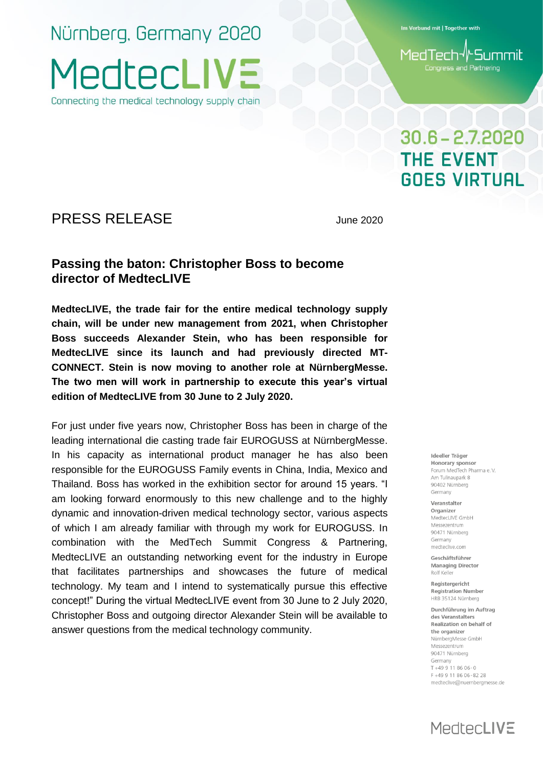Nürnberg, Germany 2020

MedtecLIVE

Connecting the medical technology supply chain

Im Verbund mit | Together with

MedTech Summit
Congress and Partnering

30.6 – 2.7.2020
THE EVENT GOES VIRTUAL

# PRESS RELEASE

June 2020

## Passing the baton: Christopher Boss to become director of MedtecLIVE

**MedtecLIVE, the trade fair for the entire medical technology supply chain, will be under new management from 2021, when Christopher Boss succeeds Alexander Stein, who has been responsible for MedtecLIVE since its launch and had previously directed MT-CONNECT. Stein is now moving to another role at NürnbergMesse. The two men will work in partnership to execute this year's virtual edition of MedtecLIVE from 30 June to 2 July 2020.**

For just under five years now, Christopher Boss has been in charge of the leading international die casting trade fair EUROGUSS at NürnbergMesse. In his capacity as international product manager he has also been responsible for the EUROGUSS Family events in China, India, Mexico and Thailand. Boss has worked in the exhibition sector for around 15 years. "I am looking forward enormously to this new challenge and to the highly dynamic and innovation-driven medical technology sector, various aspects of which I am already familiar with through my work for EUROGUSS. In combination with the MedTech Summit Congress & Partnering, MedtecLIVE an outstanding networking event for the industry in Europe that facilitates partnerships and showcases the future of medical technology. My team and I intend to systematically pursue this effective concept!" During the virtual MedtecLIVE event from 30 June to 2 July 2020, Christopher Boss and outgoing director Alexander Stein will be available to answer questions from the medical technology community.

**Ideeller Träger**
**Honorary sponsor**
Forum MedTech Pharma e. V.
Am Tullnaupark 8
90402 Nürnberg
Germany

**Veranstalter**
**Organizer**
MedtecLIVE GmbH
Messezentrum
90471 Nürnberg
Germany
medteclive.com

**Geschäftsführer**
**Managing Director**
Rolf Keller

**Registergericht**
**Registration Number**
HRB 35124 Nürnberg

**Durchführung im Auftrag des Veranstalters**
**Realization on behalf of the organizer**
NürnbergMesse GmbH
Messezentrum
90471 Nürnberg
Germany
T +49 9 11 86 06 - 0
F +49 9 11 86 06 - 82 28
medteclive@nuernbergmesse.de

MedtecLIVE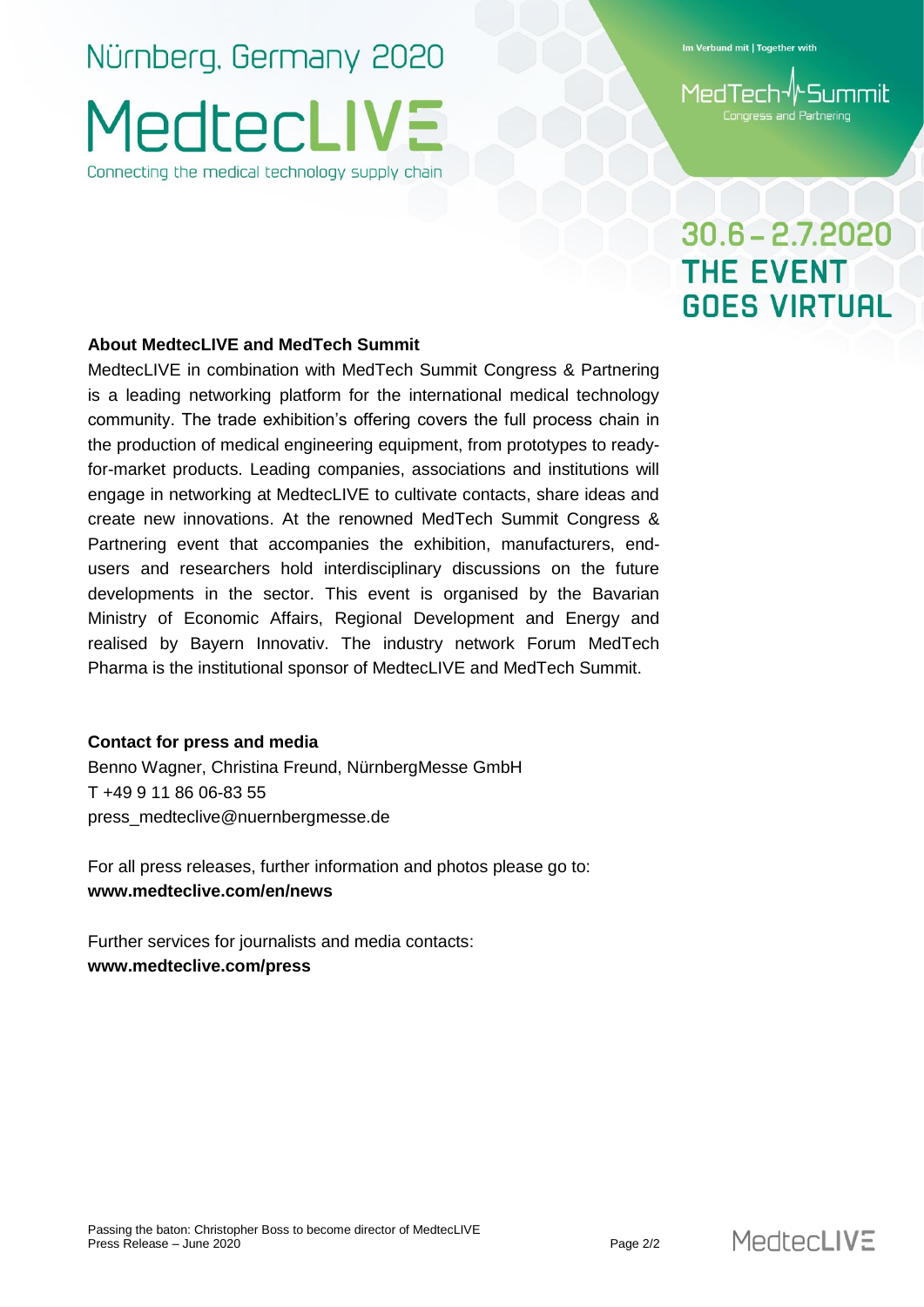Nürnberg, Germany 2020

MedtecLIVE

Connecting the medical technology supply chain

Im Verbund mit | Together with

MedTech Summit
Congress and Partnering

30.6 – 2.7.2020
THE EVENT GOES VIRTUAL

**About MedtecLIVE and MedTech Summit**

MedtecLIVE in combination with MedTech Summit Congress & Partnering is a leading networking platform for the international medical technology community. The trade exhibition's offering covers the full process chain in the production of medical engineering equipment, from prototypes to ready-for-market products. Leading companies, associations and institutions will engage in networking at MedtecLIVE to cultivate contacts, share ideas and create new innovations. At the renowned MedTech Summit Congress & Partnering event that accompanies the exhibition, manufacturers, end-users and researchers hold interdisciplinary discussions on the future developments in the sector. This event is organised by the Bavarian Ministry of Economic Affairs, Regional Development and Energy and realised by Bayern Innovativ. The industry network Forum MedTech Pharma is the institutional sponsor of MedtecLIVE and MedTech Summit.

**Contact for press and media**

Benno Wagner, Christina Freund, NürnbergMesse GmbH
T +49 9 11 86 06-83 55
press_medteclive@nuernbergmesse.de

For all press releases, further information and photos please go to:
**www.medteclive.com/en/news**

Further services for journalists and media contacts:
**www.medteclive.com/press**